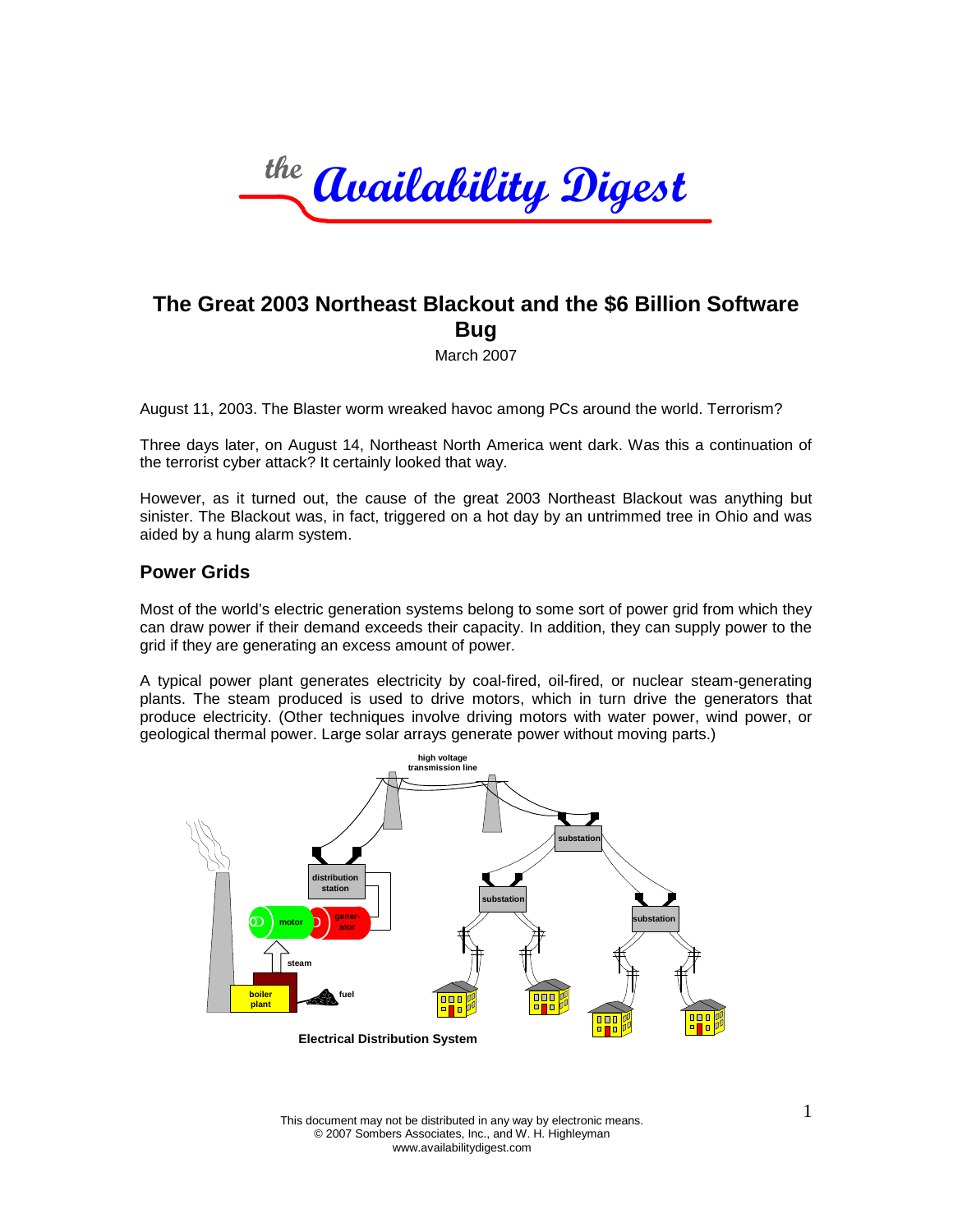*the Availability Digest*

# The Great 2003 Northeast Blackout and the $6 Billion Software Bug

March 2007

August 11, 2003. The Blaster worm wreaked havoc among PCs around the world. Terrorism?

Three days later, on August 14, Northeast North America went dark. Was this a continuation of the terrorist cyber attack? It certainly looked that way.

However, as it turned out, the cause of the great 2003 Northeast Blackout was anything but sinister. The Blackout was, in fact, triggered on a hot day by an untrimmed tree in Ohio and was aided by a hung alarm system.

## Power Grids

Most of the world's electric generation systems belong to some sort of power grid from which they can draw power if their demand exceeds their capacity. In addition, they can supply power to the grid if they are generating an excess amount of power.

A typical power plant generates electricity by coal-fired, oil-fired, or nuclear steam-generating plants. The steam produced is used to drive motors, which in turn drive the generators that produce electricity. (Other techniques involve driving motors with water power, wind power, or geological thermal power. Large solar arrays generate power without moving parts.)

high voltage transmission line

substation

distribution station

substation

substation

motor

gener-ator

steam

boiler plant

fuel

**Electrical Distribution System**

This document may not be distributed in any way by electronic means.
© 2007 Sombers Associates, Inc., and W. H. Highleyman
www.availabilitydigest.com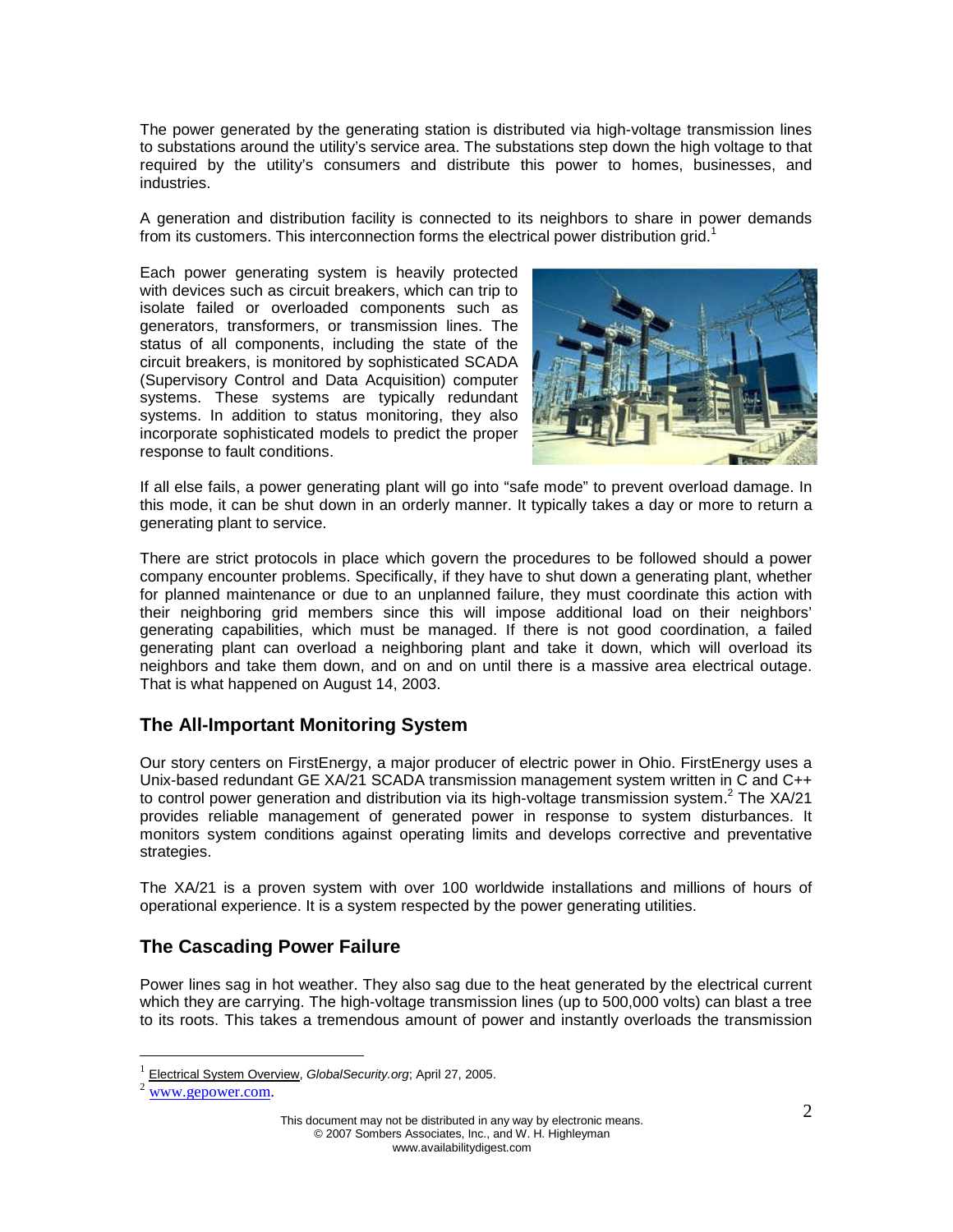The power generated by the generating station is distributed via high-voltage transmission lines to substations around the utility's service area. The substations step down the high voltage to that required by the utility's consumers and distribute this power to homes, businesses, and industries.

A generation and distribution facility is connected to its neighbors to share in power demands from its customers. This interconnection forms the electrical power distribution grid.[1]

Each power generating system is heavily protected with devices such as circuit breakers, which can trip to isolate failed or overloaded components such as generators, transformers, or transmission lines. The status of all components, including the state of the circuit breakers, is monitored by sophisticated SCADA (Supervisory Control and Data Acquisition) computer systems. These systems are typically redundant systems. In addition to status monitoring, they also incorporate sophisticated models to predict the proper response to fault conditions.

If all else fails, a power generating plant will go into "safe mode" to prevent overload damage. In this mode, it can be shut down in an orderly manner. It typically takes a day or more to return a generating plant to service.

There are strict protocols in place which govern the procedures to be followed should a power company encounter problems. Specifically, if they have to shut down a generating plant, whether for planned maintenance or due to an unplanned failure, they must coordinate this action with their neighboring grid members since this will impose additional load on their neighbors' generating capabilities, which must be managed. If there is not good coordination, a failed generating plant can overload a neighboring plant and take it down, which will overload its neighbors and take them down, and on and on until there is a massive area electrical outage. That is what happened on August 14, 2003.

## The All-Important Monitoring System

Our story centers on FirstEnergy, a major producer of electric power in Ohio. FirstEnergy uses a Unix-based redundant GE XA/21 SCADA transmission management system written in C and C++ to control power generation and distribution via its high-voltage transmission system.[2] The XA/21 provides reliable management of generated power in response to system disturbances. It monitors system conditions against operating limits and develops corrective and preventative strategies.

The XA/21 is a proven system with over 100 worldwide installations and millions of hours of operational experience. It is a system respected by the power generating utilities.

## The Cascading Power Failure

Power lines sag in hot weather. They also sag due to the heat generated by the electrical current which they are carrying. The high-voltage transmission lines (up to 500,000 volts) can blast a tree to its roots. This takes a tremendous amount of power and instantly overloads the transmission

---

[1] Electrical System Overview, *GlobalSecurity.org*; April 27, 2005.

[2] www.gepower.com.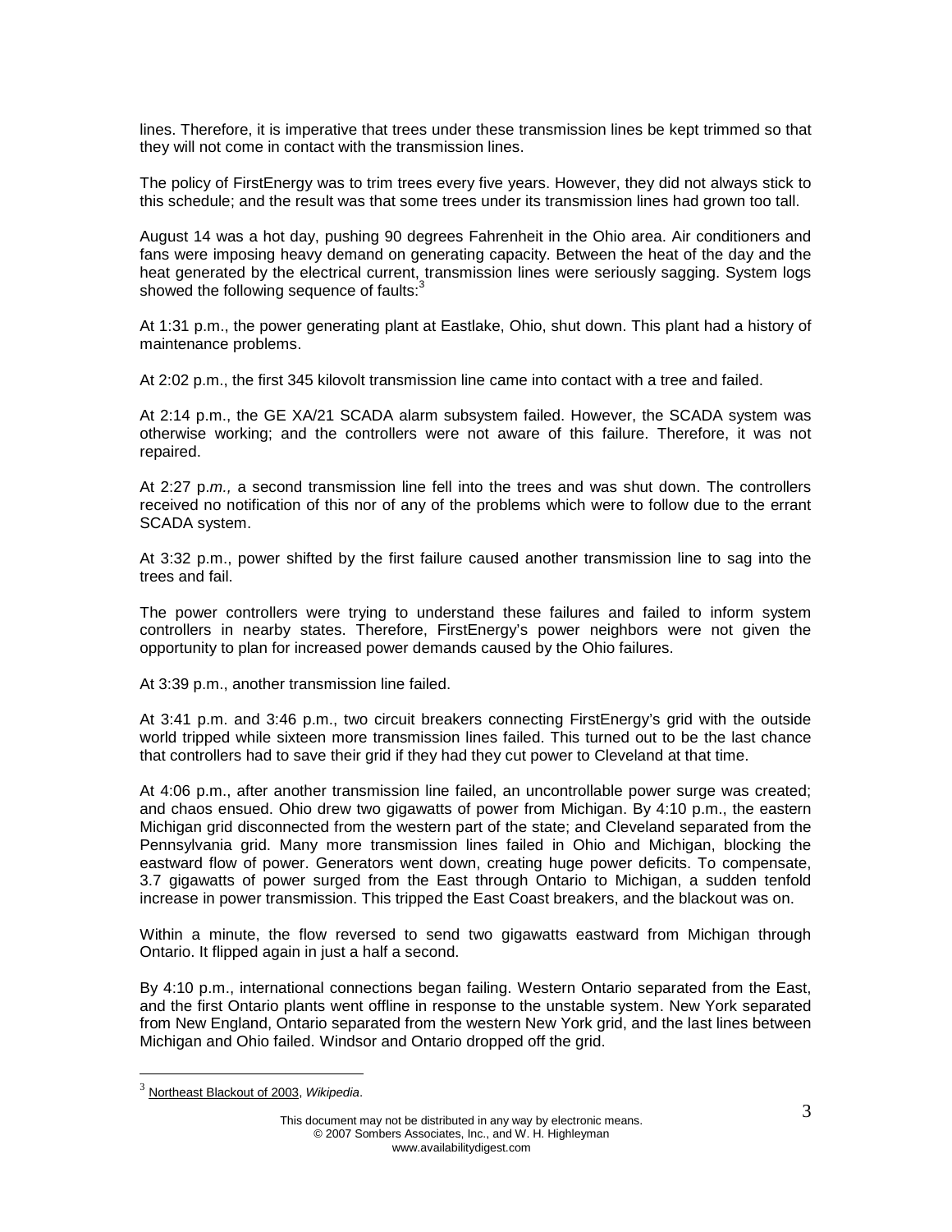lines. Therefore, it is imperative that trees under these transmission lines be kept trimmed so that they will not come in contact with the transmission lines.

The policy of FirstEnergy was to trim trees every five years. However, they did not always stick to this schedule; and the result was that some trees under its transmission lines had grown too tall.

August 14 was a hot day, pushing 90 degrees Fahrenheit in the Ohio area. Air conditioners and fans were imposing heavy demand on generating capacity. Between the heat of the day and the heat generated by the electrical current, transmission lines were seriously sagging. System logs showed the following sequence of faults:[3]

At 1:31 p.m., the power generating plant at Eastlake, Ohio, shut down. This plant had a history of maintenance problems.

At 2:02 p.m., the first 345 kilovolt transmission line came into contact with a tree and failed.

At 2:14 p.m., the GE XA/21 SCADA alarm subsystem failed. However, the SCADA system was otherwise working; and the controllers were not aware of this failure. Therefore, it was not repaired.

At 2:27 p.*m.,* a second transmission line fell into the trees and was shut down. The controllers received no notification of this nor of any of the problems which were to follow due to the errant SCADA system.

At 3:32 p.m., power shifted by the first failure caused another transmission line to sag into the trees and fail.

The power controllers were trying to understand these failures and failed to inform system controllers in nearby states. Therefore, FirstEnergy's power neighbors were not given the opportunity to plan for increased power demands caused by the Ohio failures.

At 3:39 p.m., another transmission line failed.

At 3:41 p.m. and 3:46 p.m., two circuit breakers connecting FirstEnergy's grid with the outside world tripped while sixteen more transmission lines failed. This turned out to be the last chance that controllers had to save their grid if they had they cut power to Cleveland at that time.

At 4:06 p.m., after another transmission line failed, an uncontrollable power surge was created; and chaos ensued. Ohio drew two gigawatts of power from Michigan. By 4:10 p.m., the eastern Michigan grid disconnected from the western part of the state; and Cleveland separated from the Pennsylvania grid. Many more transmission lines failed in Ohio and Michigan, blocking the eastward flow of power. Generators went down, creating huge power deficits. To compensate, 3.7 gigawatts of power surged from the East through Ontario to Michigan, a sudden tenfold increase in power transmission. This tripped the East Coast breakers, and the blackout was on.

Within a minute, the flow reversed to send two gigawatts eastward from Michigan through Ontario. It flipped again in just a half a second.

By 4:10 p.m., international connections began failing. Western Ontario separated from the East, and the first Ontario plants went offline in response to the unstable system. New York separated from New England, Ontario separated from the western New York grid, and the last lines between Michigan and Ohio failed. Windsor and Ontario dropped off the grid.

---

[3] Northeast Blackout of 2003, *Wikipedia*.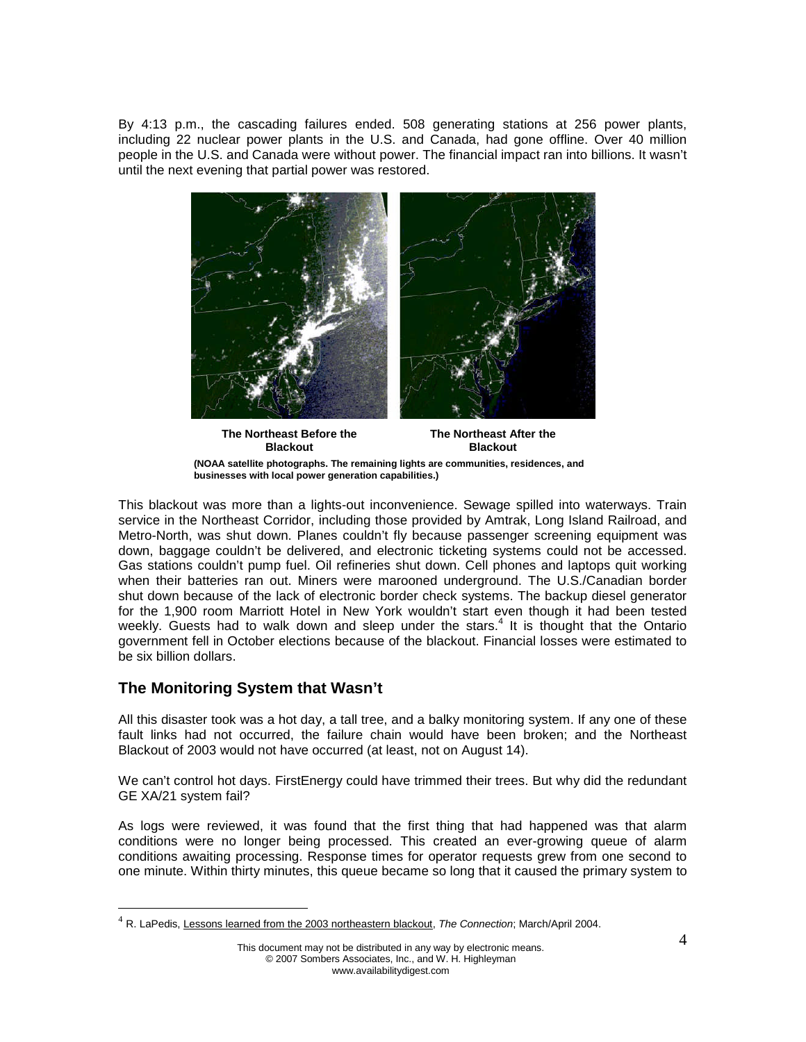By 4:13 p.m., the cascading failures ended. 508 generating stations at 256 power plants, including 22 nuclear power plants in the U.S. and Canada, had gone offline. Over 40 million people in the U.S. and Canada were without power. The financial impact ran into billions. It wasn't until the next evening that partial power was restored.

**The Northeast Before the Blackout** **The Northeast After the Blackout**

**(NOAA satellite photographs. The remaining lights are communities, residences, and businesses with local power generation capabilities.)**

This blackout was more than a lights-out inconvenience. Sewage spilled into waterways. Train service in the Northeast Corridor, including those provided by Amtrak, Long Island Railroad, and Metro-North, was shut down. Planes couldn't fly because passenger screening equipment was down, baggage couldn't be delivered, and electronic ticketing systems could not be accessed. Gas stations couldn't pump fuel. Oil refineries shut down. Cell phones and laptops quit working when their batteries ran out. Miners were marooned underground. The U.S./Canadian border shut down because of the lack of electronic border check systems. The backup diesel generator for the 1,900 room Marriott Hotel in New York wouldn't start even though it had been tested weekly. Guests had to walk down and sleep under the stars.[4] It is thought that the Ontario government fell in October elections because of the blackout. Financial losses were estimated to be six billion dollars.

## The Monitoring System that Wasn't

All this disaster took was a hot day, a tall tree, and a balky monitoring system. If any one of these fault links had not occurred, the failure chain would have been broken; and the Northeast Blackout of 2003 would not have occurred (at least, not on August 14).

We can't control hot days. FirstEnergy could have trimmed their trees. But why did the redundant GE XA/21 system fail?

As logs were reviewed, it was found that the first thing that had happened was that alarm conditions were no longer being processed. This created an ever-growing queue of alarm conditions awaiting processing. Response times for operator requests grew from one second to one minute. Within thirty minutes, this queue became so long that it caused the primary system to

[4] R. LaPedis, Lessons learned from the 2003 northeastern blackout, *The Connection*; March/April 2004.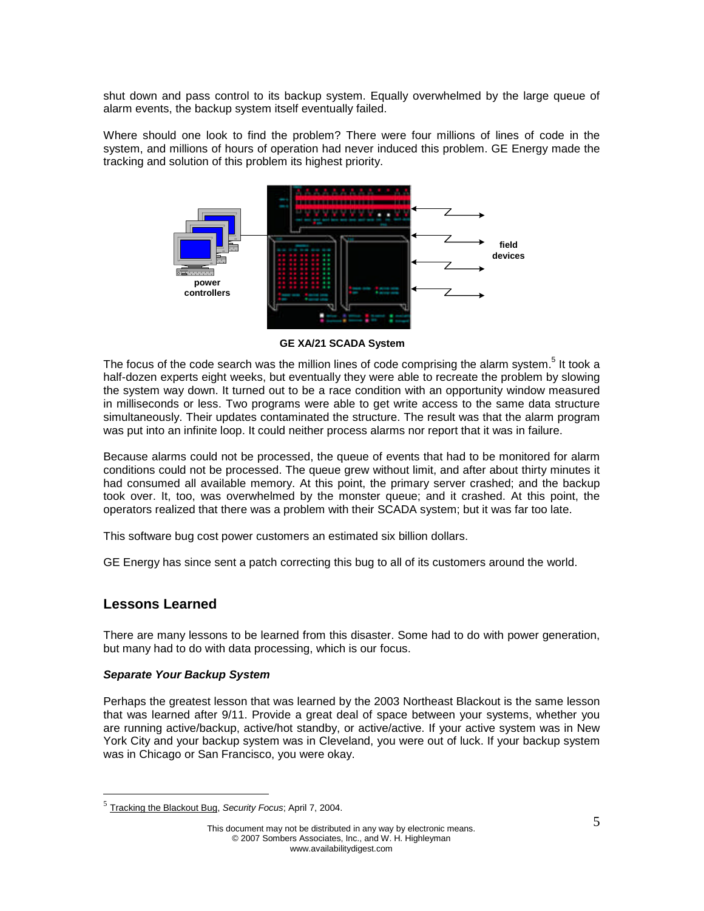shut down and pass control to its backup system. Equally overwhelmed by the large queue of alarm events, the backup system itself eventually failed.

Where should one look to find the problem? There were four millions of lines of code in the system, and millions of hours of operation had never induced this problem. GE Energy made the tracking and solution of this problem its highest priority.

**GE XA/21 SCADA System**

The focus of the code search was the million lines of code comprising the alarm system.[5] It took a half-dozen experts eight weeks, but eventually they were able to recreate the problem by slowing the system way down. It turned out to be a race condition with an opportunity window measured in milliseconds or less. Two programs were able to get write access to the same data structure simultaneously. Their updates contaminated the structure. The result was that the alarm program was put into an infinite loop. It could neither process alarms nor report that it was in failure.

Because alarms could not be processed, the queue of events that had to be monitored for alarm conditions could not be processed. The queue grew without limit, and after about thirty minutes it had consumed all available memory. At this point, the primary server crashed; and the backup took over. It, too, was overwhelmed by the monster queue; and it crashed. At this point, the operators realized that there was a problem with their SCADA system; but it was far too late.

This software bug cost power customers an estimated six billion dollars.

GE Energy has since sent a patch correcting this bug to all of its customers around the world.

## Lessons Learned

There are many lessons to be learned from this disaster. Some had to do with power generation, but many had to do with data processing, which is our focus.

### *Separate Your Backup System*

Perhaps the greatest lesson that was learned by the 2003 Northeast Blackout is the same lesson that was learned after 9/11. Provide a great deal of space between your systems, whether you are running active/backup, active/hot standby, or active/active. If your active system was in New York City and your backup system was in Cleveland, you were out of luck. If your backup system was in Chicago or San Francisco, you were okay.

---

[5] Tracking the Blackout Bug, *Security Focus*; April 7, 2004.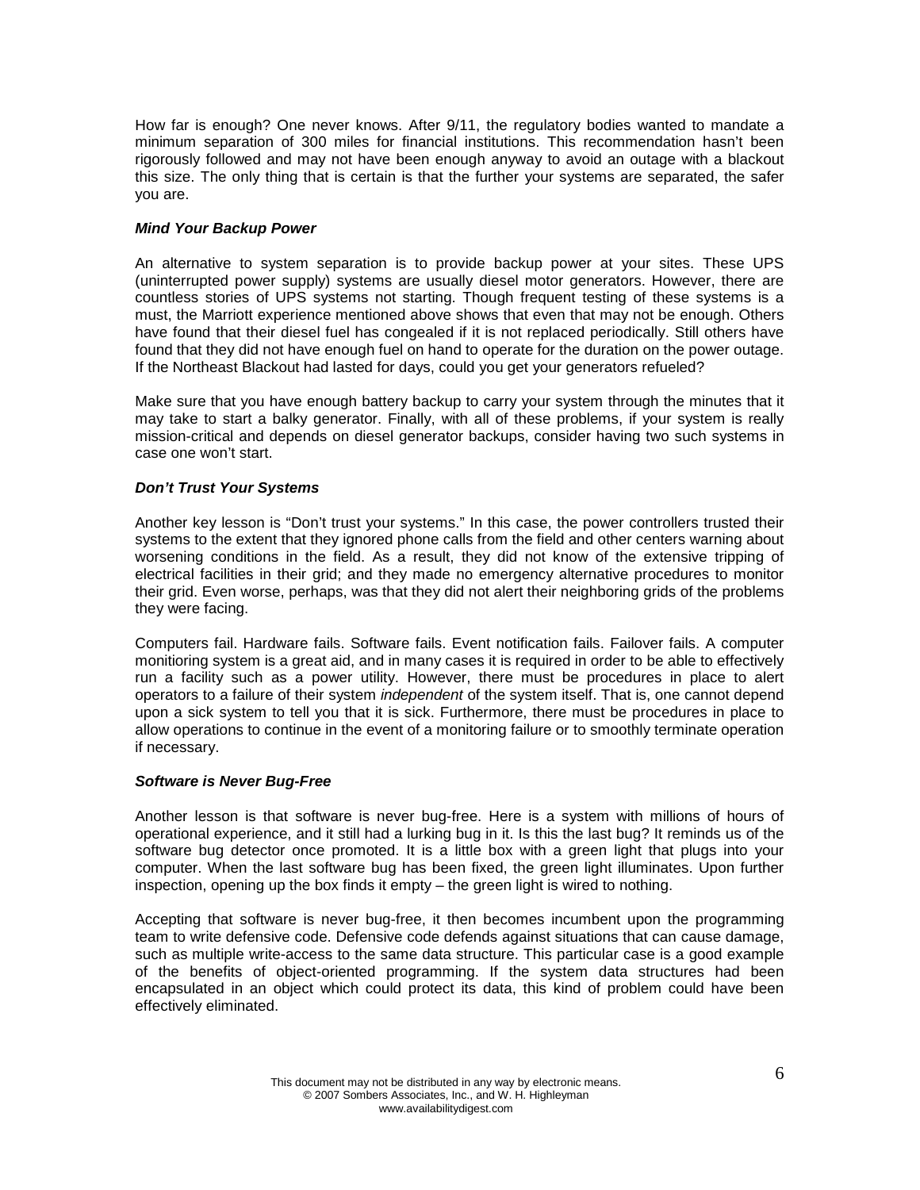How far is enough? One never knows. After 9/11, the regulatory bodies wanted to mandate a minimum separation of 300 miles for financial institutions. This recommendation hasn't been rigorously followed and may not have been enough anyway to avoid an outage with a blackout this size. The only thing that is certain is that the further your systems are separated, the safer you are.

### *Mind Your Backup Power*

An alternative to system separation is to provide backup power at your sites. These UPS (uninterrupted power supply) systems are usually diesel motor generators. However, there are countless stories of UPS systems not starting. Though frequent testing of these systems is a must, the Marriott experience mentioned above shows that even that may not be enough. Others have found that their diesel fuel has congealed if it is not replaced periodically. Still others have found that they did not have enough fuel on hand to operate for the duration on the power outage. If the Northeast Blackout had lasted for days, could you get your generators refueled?

Make sure that you have enough battery backup to carry your system through the minutes that it may take to start a balky generator. Finally, with all of these problems, if your system is really mission-critical and depends on diesel generator backups, consider having two such systems in case one won't start.

### *Don't Trust Your Systems*

Another key lesson is "Don't trust your systems." In this case, the power controllers trusted their systems to the extent that they ignored phone calls from the field and other centers warning about worsening conditions in the field. As a result, they did not know of the extensive tripping of electrical facilities in their grid; and they made no emergency alternative procedures to monitor their grid. Even worse, perhaps, was that they did not alert their neighboring grids of the problems they were facing.

Computers fail. Hardware fails. Software fails. Event notification fails. Failover fails. A computer monitioring system is a great aid, and in many cases it is required in order to be able to effectively run a facility such as a power utility. However, there must be procedures in place to alert operators to a failure of their system *independent* of the system itself. That is, one cannot depend upon a sick system to tell you that it is sick. Furthermore, there must be procedures in place to allow operations to continue in the event of a monitoring failure or to smoothly terminate operation if necessary.

### *Software is Never Bug-Free*

Another lesson is that software is never bug-free. Here is a system with millions of hours of operational experience, and it still had a lurking bug in it. Is this the last bug? It reminds us of the software bug detector once promoted. It is a little box with a green light that plugs into your computer. When the last software bug has been fixed, the green light illuminates. Upon further inspection, opening up the box finds it empty – the green light is wired to nothing.

Accepting that software is never bug-free, it then becomes incumbent upon the programming team to write defensive code. Defensive code defends against situations that can cause damage, such as multiple write-access to the same data structure. This particular case is a good example of the benefits of object-oriented programming. If the system data structures had been encapsulated in an object which could protect its data, this kind of problem could have been effectively eliminated.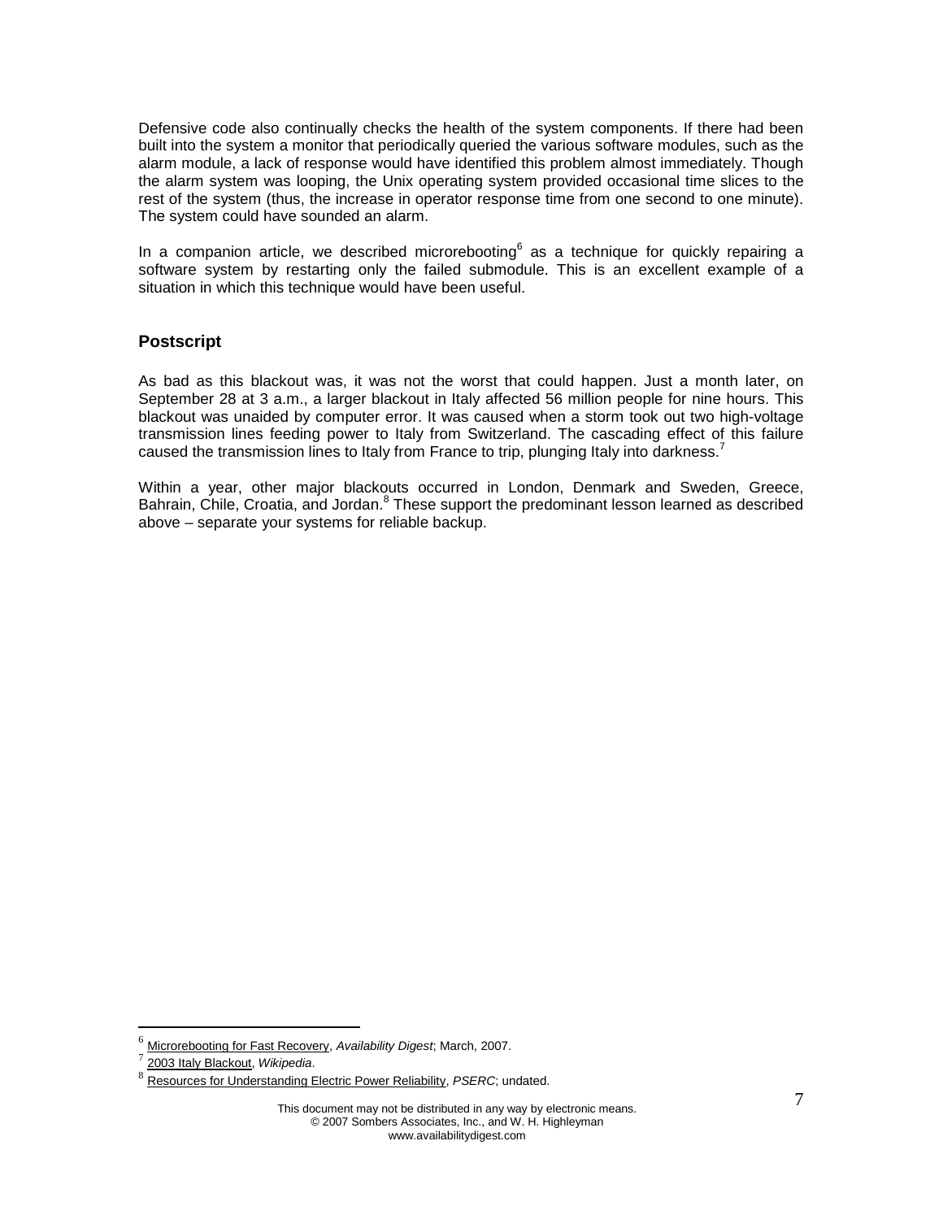Defensive code also continually checks the health of the system components. If there had been built into the system a monitor that periodically queried the various software modules, such as the alarm module, a lack of response would have identified this problem almost immediately. Though the alarm system was looping, the Unix operating system provided occasional time slices to the rest of the system (thus, the increase in operator response time from one second to one minute). The system could have sounded an alarm.

In a companion article, we described microrebooting[6] as a technique for quickly repairing a software system by restarting only the failed submodule. This is an excellent example of a situation in which this technique would have been useful.

## Postscript

As bad as this blackout was, it was not the worst that could happen. Just a month later, on September 28 at 3 a.m., a larger blackout in Italy affected 56 million people for nine hours. This blackout was unaided by computer error. It was caused when a storm took out two high-voltage transmission lines feeding power to Italy from Switzerland. The cascading effect of this failure caused the transmission lines to Italy from France to trip, plunging Italy into darkness.[7]

Within a year, other major blackouts occurred in London, Denmark and Sweden, Greece, Bahrain, Chile, Croatia, and Jordan.[8] These support the predominant lesson learned as described above – separate your systems for reliable backup.

---

[6] Microrebooting for Fast Recovery, *Availability Digest*; March, 2007.

[7] 2003 Italy Blackout, *Wikipedia*.

[8] Resources for Understanding Electric Power Reliability, *PSERC*; undated.

This document may not be distributed in any way by electronic means.
© 2007 Sombers Associates, Inc., and W. H. Highleyman
www.availabilitydigest.com